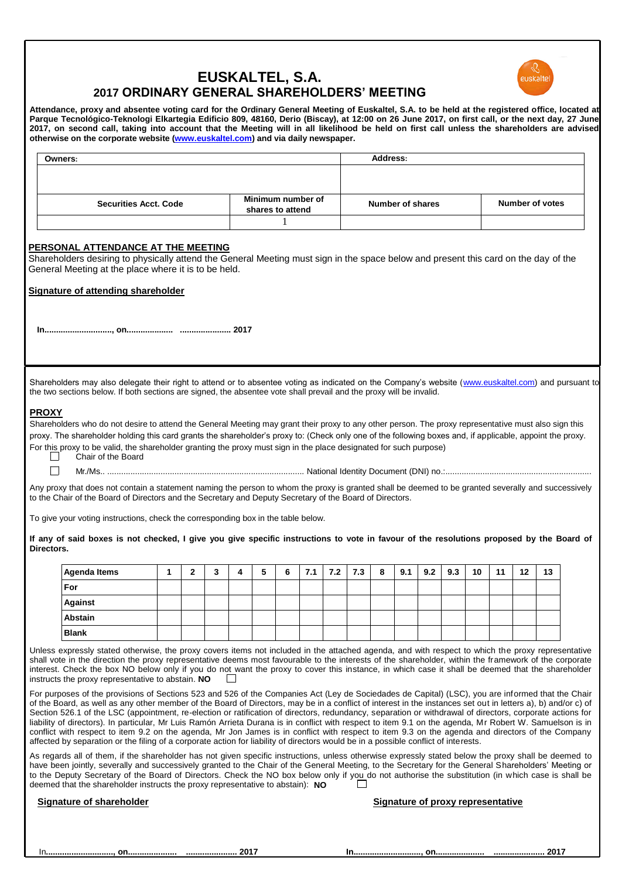# EUSKALTEL, S.A.

## 2017 ORDINARY GENERAL SHAREHOLDERS' MEETING

**Attendance, proxy and absentee voting card for the Ordinary General Meeting of Euskaltel, S.A. to be held at the registered office, located at Parque Tecnológico-Teknologi Elkartegia Edificio 809, 48160, Derio (Biscay), at 12:00 on 26 June 2017, on first call, or the next day, 27 June 2017, on second call, taking into account that the Meeting will in all likelihood be held on first call unless the shareholders are advised otherwise on the corporate website (www.euskaltel.com) and via daily newspaper.**

| Owners: | | Address: | |
|---|---|---|---|
| | | | |
| **Securities Acct. Code** | **Minimum number of shares to attend** | **Number of shares** | **Number of votes** |
| | 1 | | |

### PERSONAL ATTENDANCE AT THE MEETING

Shareholders desiring to physically attend the General Meeting must sign in the space below and present this card on the day of the General Meeting at the place where it is to be held.

**Signature of attending shareholder**

**In............................, on................... .................... 2017**

Shareholders may also delegate their right to attend or to absentee voting as indicated on the Company's website (www.euskaltel.com) and pursuant to the two sections below. If both sections are signed, the absentee vote shall prevail and the proxy will be invalid.

### PROXY

Shareholders who do not desire to attend the General Meeting may grant their proxy to any other person. The proxy representative must also sign this proxy. The shareholder holding this card grants the shareholder's proxy to: (Check only one of the following boxes and, if applicable, appoint the proxy. For this proxy to be valid, the shareholder granting the proxy must sign in the place designated for such purpose)

- ☐ Chair of the Board
- ☐ Mr./Ms.. .................................................................................... National Identity Document (DNI) no.:..............................................................

Any proxy that does not contain a statement naming the person to whom the proxy is granted shall be deemed to be granted severally and successively to the Chair of the Board of Directors and the Secretary and Deputy Secretary of the Board of Directors.

To give your voting instructions, check the corresponding box in the table below.

**If any of said boxes is not checked, I give you give specific instructions to vote in favour of the resolutions proposed by the Board of Directors.**

| Agenda Items | 1 | 2 | 3 | 4 | 5 | 6 | 7.1 | 7.2 | 7.3 | 8 | 9.1 | 9.2 | 9.3 | 10 | 11 | 12 | 13 |
|---|---|---|---|---|---|---|---|---|---|---|---|---|---|---|---|---|---|
| For | | | | | | | | | | | | | | | | | |
| Against | | | | | | | | | | | | | | | | | |
| Abstain | | | | | | | | | | | | | | | | | |
| Blank | | | | | | | | | | | | | | | | | |

Unless expressly stated otherwise, the proxy covers items not included in the attached agenda, and with respect to which the proxy representative shall vote in the direction the proxy representative deems most favourable to the interests of the shareholder, within the framework of the corporate interest. Check the box NO below only if you do not want the proxy to cover this instance, in which case it shall be deemed that the shareholder instructs the proxy representative to abstain. **NO** ☐

For purposes of the provisions of Sections 523 and 526 of the Companies Act (Ley de Sociedades de Capital) (LSC), you are informed that the Chair of the Board, as well as any other member of the Board of Directors, may be in a conflict of interest in the instances set out in letters a), b) and/or c) of Section 526.1 of the LSC (appointment, re-election or ratification of directors, redundancy, separation or withdrawal of directors, corporate actions for liability of directors). In particular, Mr Luis Ramón Arrieta Durana is in conflict with respect to item 9.1 on the agenda, Mr Robert W. Samuelson is in conflict with respect to item 9.2 on the agenda, Mr Jon James is in conflict with respect to item 9.3 on the agenda and directors of the Company affected by separation or the filing of a corporate action for liability of directors would be in a possible conflict of interests.

As regards all of them, if the shareholder has not given specific instructions, unless otherwise expressly stated below the proxy shall be deemed to have been jointly, severally and successively granted to the Chair of the General Meeting, to the Secretary for the General Shareholders' Meeting or to the Deputy Secretary of the Board of Directors. Check the NO box below only if you do not authorise the substitution (in which case is shall be deemed that the shareholder instructs the proxy representative to abstain): **NO** ☐

**Signature of shareholder**

In**............................, on..................... ..................... 2017**

**Signature of proxy representative**

**In............................, on..................... ..................... 2017**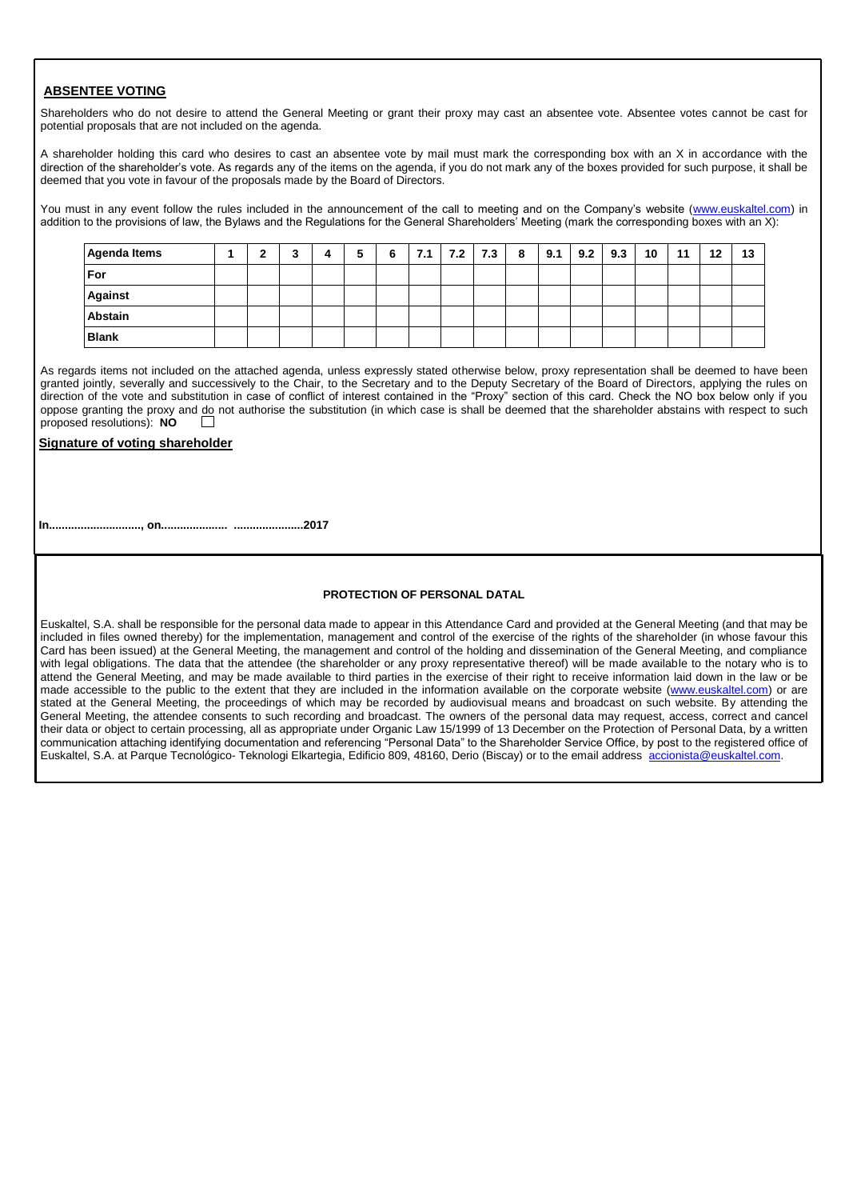## ABSENTEE VOTING

Shareholders who do not desire to attend the General Meeting or grant their proxy may cast an absentee vote. Absentee votes cannot be cast for potential proposals that are not included on the agenda.

A shareholder holding this card who desires to cast an absentee vote by mail must mark the corresponding box with an X in accordance with the direction of the shareholder's vote. As regards any of the items on the agenda, if you do not mark any of the boxes provided for such purpose, it shall be deemed that you vote in favour of the proposals made by the Board of Directors.

You must in any event follow the rules included in the announcement of the call to meeting and on the Company's website (www.euskaltel.com) in addition to the provisions of law, the Bylaws and the Regulations for the General Shareholders' Meeting (mark the corresponding boxes with an X):

| Agenda Items | 1 | 2 | 3 | 4 | 5 | 6 | 7.1 | 7.2 | 7.3 | 8 | 9.1 | 9.2 | 9.3 | 10 | 11 | 12 | 13 |
|---|---|---|---|---|---|---|---|---|---|---|---|---|---|---|---|---|---|
| For | | | | | | | | | | | | | | | | | |
| Against | | | | | | | | | | | | | | | | | |
| Abstain | | | | | | | | | | | | | | | | | |
| Blank | | | | | | | | | | | | | | | | | |

As regards items not included on the attached agenda, unless expressly stated otherwise below, proxy representation shall be deemed to have been granted jointly, severally and successively to the Chair, to the Secretary and to the Deputy Secretary of the Board of Directors, applying the rules on direction of the vote and substitution in case of conflict of interest contained in the "Proxy" section of this card. Check the NO box below only if you oppose granting the proxy and do not authorise the substitution (in which case is shall be deemed that the shareholder abstains with respect to such proposed resolutions): **NO** ☐

**Signature of voting shareholder**

**In............................., on..................... .....................2017**

**PROTECTION OF PERSONAL DATAL**

Euskaltel, S.A. shall be responsible for the personal data made to appear in this Attendance Card and provided at the General Meeting (and that may be included in files owned thereby) for the implementation, management and control of the exercise of the rights of the shareholder (in whose favour this Card has been issued) at the General Meeting, the management and control of the holding and dissemination of the General Meeting, and compliance with legal obligations. The data that the attendee (the shareholder or any proxy representative thereof) will be made available to the notary who is to attend the General Meeting, and may be made available to third parties in the exercise of their right to receive information laid down in the law or be made accessible to the public to the extent that they are included in the information available on the corporate website (www.euskaltel.com) or are stated at the General Meeting, the proceedings of which may be recorded by audiovisual means and broadcast on such website. By attending the General Meeting, the attendee consents to such recording and broadcast. The owners of the personal data may request, access, correct and cancel their data or object to certain processing, all as appropriate under Organic Law 15/1999 of 13 December on the Protection of Personal Data, by a written communication attaching identifying documentation and referencing "Personal Data" to the Shareholder Service Office, by post to the registered office of Euskaltel, S.A. at Parque Tecnológico- Teknologi Elkartegia, Edificio 809, 48160, Derio (Biscay) or to the email address accionista@euskaltel.com.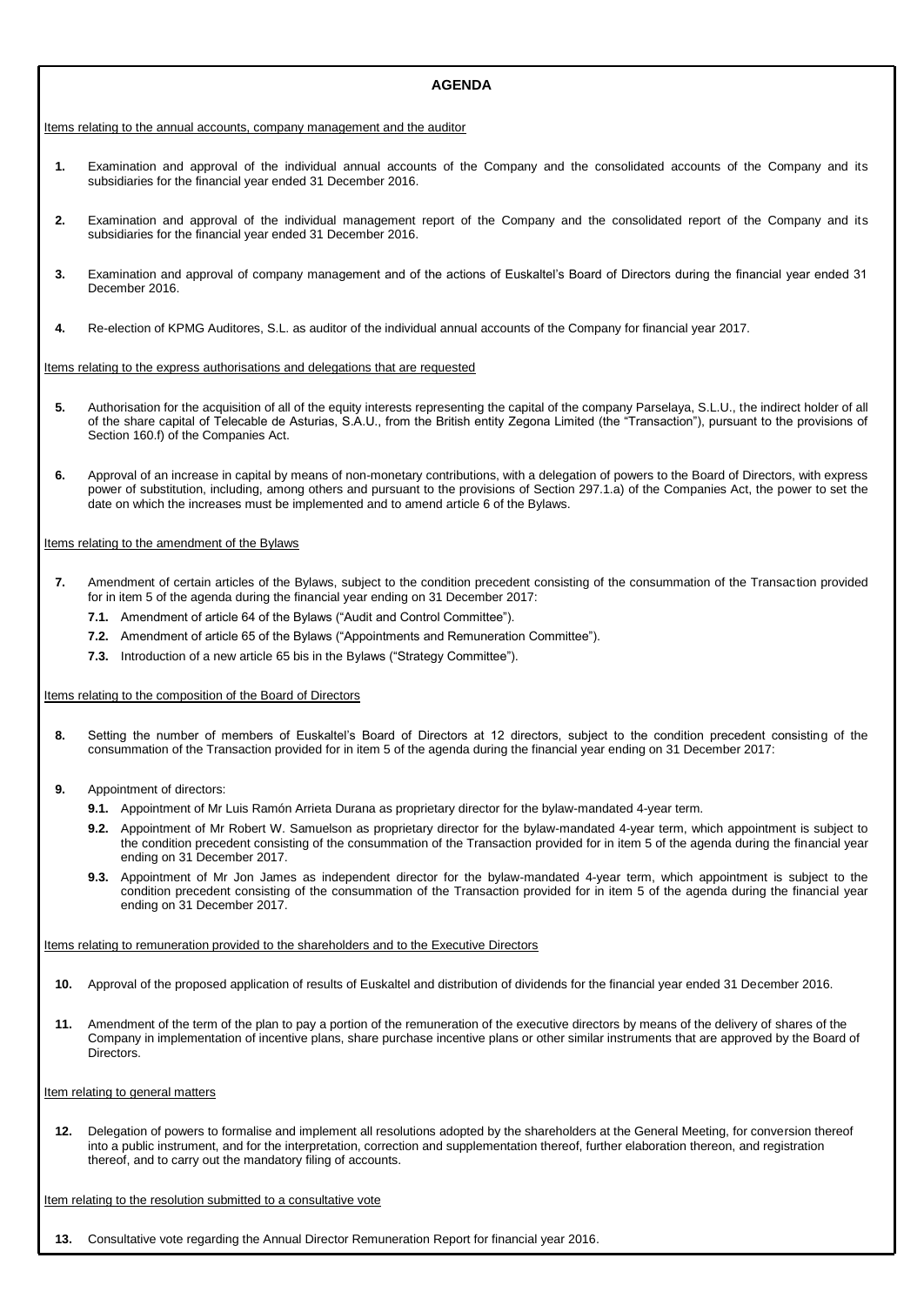# AGENDA

Items relating to the annual accounts, company management and the auditor

**1.** Examination and approval of the individual annual accounts of the Company and the consolidated accounts of the Company and its subsidiaries for the financial year ended 31 December 2016.

**2.** Examination and approval of the individual management report of the Company and the consolidated report of the Company and its subsidiaries for the financial year ended 31 December 2016.

**3.** Examination and approval of company management and of the actions of Euskaltel's Board of Directors during the financial year ended 31 December 2016.

**4.** Re-election of KPMG Auditores, S.L. as auditor of the individual annual accounts of the Company for financial year 2017.

Items relating to the express authorisations and delegations that are requested

**5.** Authorisation for the acquisition of all of the equity interests representing the capital of the company Parselaya, S.L.U., the indirect holder of all of the share capital of Telecable de Asturias, S.A.U., from the British entity Zegona Limited (the "Transaction"), pursuant to the provisions of Section 160.f) of the Companies Act.

**6.** Approval of an increase in capital by means of non-monetary contributions, with a delegation of powers to the Board of Directors, with express power of substitution, including, among others and pursuant to the provisions of Section 297.1.a) of the Companies Act, the power to set the date on which the increases must be implemented and to amend article 6 of the Bylaws.

Items relating to the amendment of the Bylaws

**7.** Amendment of certain articles of the Bylaws, subject to the condition precedent consisting of the consummation of the Transaction provided for in item 5 of the agenda during the financial year ending on 31 December 2017:

- **7.1.** Amendment of article 64 of the Bylaws ("Audit and Control Committee").
- **7.2.** Amendment of article 65 of the Bylaws ("Appointments and Remuneration Committee").
- **7.3.** Introduction of a new article 65 bis in the Bylaws ("Strategy Committee").

Items relating to the composition of the Board of Directors

**8.** Setting the number of members of Euskaltel's Board of Directors at 12 directors, subject to the condition precedent consisting of the consummation of the Transaction provided for in item 5 of the agenda during the financial year ending on 31 December 2017:

**9.** Appointment of directors:

- **9.1.** Appointment of Mr Luis Ramón Arrieta Durana as proprietary director for the bylaw-mandated 4-year term.
- **9.2.** Appointment of Mr Robert W. Samuelson as proprietary director for the bylaw-mandated 4-year term, which appointment is subject to the condition precedent consisting of the consummation of the Transaction provided for in item 5 of the agenda during the financial year ending on 31 December 2017.
- **9.3.** Appointment of Mr Jon James as independent director for the bylaw-mandated 4-year term, which appointment is subject to the condition precedent consisting of the consummation of the Transaction provided for in item 5 of the agenda during the financial year ending on 31 December 2017.

Items relating to remuneration provided to the shareholders and to the Executive Directors

**10.** Approval of the proposed application of results of Euskaltel and distribution of dividends for the financial year ended 31 December 2016.

**11.** Amendment of the term of the plan to pay a portion of the remuneration of the executive directors by means of the delivery of shares of the Company in implementation of incentive plans, share purchase incentive plans or other similar instruments that are approved by the Board of Directors.

Item relating to general matters

**12.** Delegation of powers to formalise and implement all resolutions adopted by the shareholders at the General Meeting, for conversion thereof into a public instrument, and for the interpretation, correction and supplementation thereof, further elaboration thereon, and registration thereof, and to carry out the mandatory filing of accounts.

Item relating to the resolution submitted to a consultative vote

**13.** Consultative vote regarding the Annual Director Remuneration Report for financial year 2016.